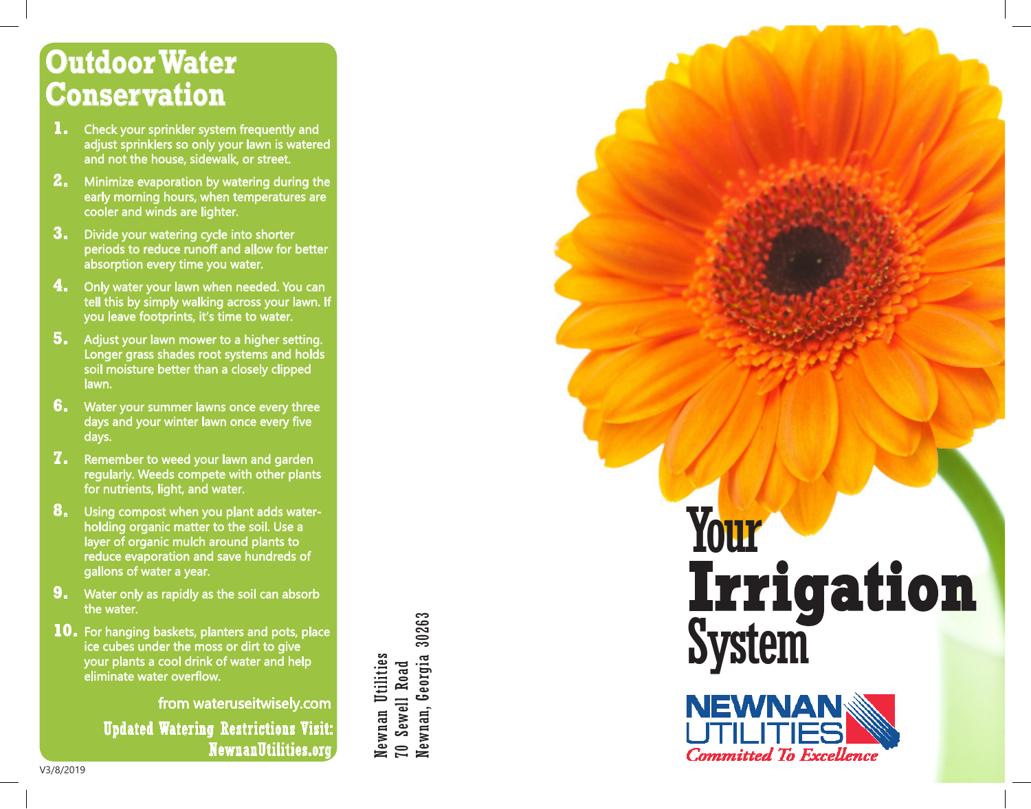# Outdoor Water Conservation

1. Check your sprinkler system frequently and adjust sprinklers so only your lawn is watered and not the house, sidewalk, or street.
2. Minimize evaporation by watering during the early morning hours, when temperatures are cooler and winds are lighter.
3. Divide your watering cycle into shorter periods to reduce runoff and allow for better absorption every time you water.
4. Only water your lawn when needed. You can tell this by simply walking across your lawn. If you leave footprints, it's time to water.
5. Adjust your lawn mower to a higher setting. Longer grass shades root systems and holds soil moisture better than a closely clipped lawn.
6. Water your summer lawns once every three days and your winter lawn once every five days.
7. Remember to weed your lawn and garden regularly. Weeds compete with other plants for nutrients, light, and water.
8. Using compost when you plant adds water-holding organic matter to the soil. Use a layer of organic mulch around plants to reduce evaporation and save hundreds of gallons of water a year.
9. Water only as rapidly as the soil can absorb the water.
10. For hanging baskets, planters and pots, place ice cubes under the moss or dirt to give your plants a cool drink of water and help eliminate water overflow.

from wateruseitwisely.com

**Updated Watering Restrictions Visit: NewnanUtilities.org**

V3/8/2019

Newnan Utilities
70 Sewell Road
Newnan, Georgia 30263

# Your Irrigation System

NEWNAN UTILITIES

*Committed To Excellence*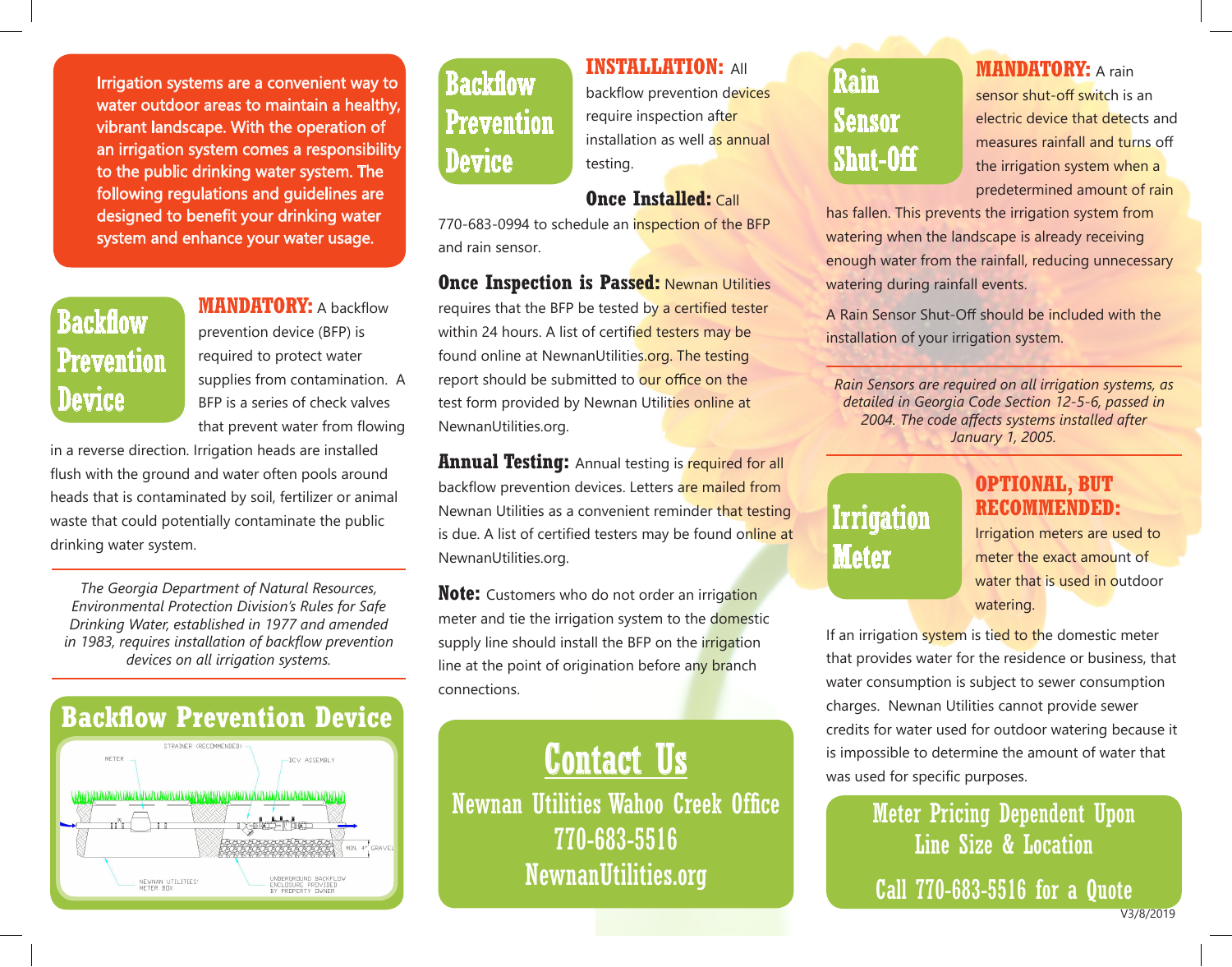Irrigation systems are a convenient way to water outdoor areas to maintain a healthy, vibrant landscape. With the operation of an irrigation system comes a responsibility to the public drinking water system. The following regulations and guidelines are designed to benefit your drinking water system and enhance your water usage.

## Backflow Prevention Device

**MANDATORY:** A backflow prevention device (BFP) is required to protect water supplies from contamination. A BFP is a series of check valves that prevent water from flowing in a reverse direction. Irrigation heads are installed flush with the ground and water often pools around heads that is contaminated by soil, fertilizer or animal waste that could potentially contaminate the public drinking water system.

*The Georgia Department of Natural Resources, Environmental Protection Division's Rules for Safe Drinking Water, established in 1977 and amended in 1983, requires installation of backflow prevention devices on all irrigation systems.*

### Backflow Prevention Device

STRAINER (RECOMMENDED)

METER

DCV ASSEMBLY

MIN. 4" GRAVEL

NEWNAN UTILITIES' METER BOX

UNDERGROUND BACKFLOW ENCLOSURE PROVIDED BY PROPERTY OWNER

## Backflow Prevention Device

**INSTALLATION:** All backflow prevention devices require inspection after installation as well as annual testing.

**Once Installed:** Call 770-683-0994 to schedule an inspection of the BFP and rain sensor.

**Once Inspection is Passed:** Newnan Utilities requires that the BFP be tested by a certified tester within 24 hours. A list of certified testers may be found online at NewnanUtilities.org. The testing report should be submitted to our office on the test form provided by Newnan Utilities online at NewnanUtilities.org.

**Annual Testing:** Annual testing is required for all backflow prevention devices. Letters are mailed from Newnan Utilities as a convenient reminder that testing is due. A list of certified testers may be found online at NewnanUtilities.org.

**Note:** Customers who do not order an irrigation meter and tie the irrigation system to the domestic supply line should install the BFP on the irrigation line at the point of origination before any branch connections.

## Contact Us

Newnan Utilities Wahoo Creek Office
770-683-5516
NewnanUtilities.org

## Rain Sensor Shut-Off

**MANDATORY:** A rain sensor shut-off switch is an electric device that detects and measures rainfall and turns off the irrigation system when a predetermined amount of rain has fallen. This prevents the irrigation system from watering when the landscape is already receiving enough water from the rainfall, reducing unnecessary watering during rainfall events.

A Rain Sensor Shut-Off should be included with the installation of your irrigation system.

*Rain Sensors are required on all irrigation systems, as detailed in Georgia Code Section 12-5-6, passed in 2004. The code affects systems installed after January 1, 2005.*

## Irrigation Meter

**OPTIONAL, BUT RECOMMENDED:** Irrigation meters are used to meter the exact amount of water that is used in outdoor watering.

If an irrigation system is tied to the domestic meter that provides water for the residence or business, that water consumption is subject to sewer consumption charges. Newnan Utilities cannot provide sewer credits for water used for outdoor watering because it is impossible to determine the amount of water that was used for specific purposes.

Meter Pricing Dependent Upon Line Size & Location

Call 770-683-5516 for a Quote

V3/8/2019